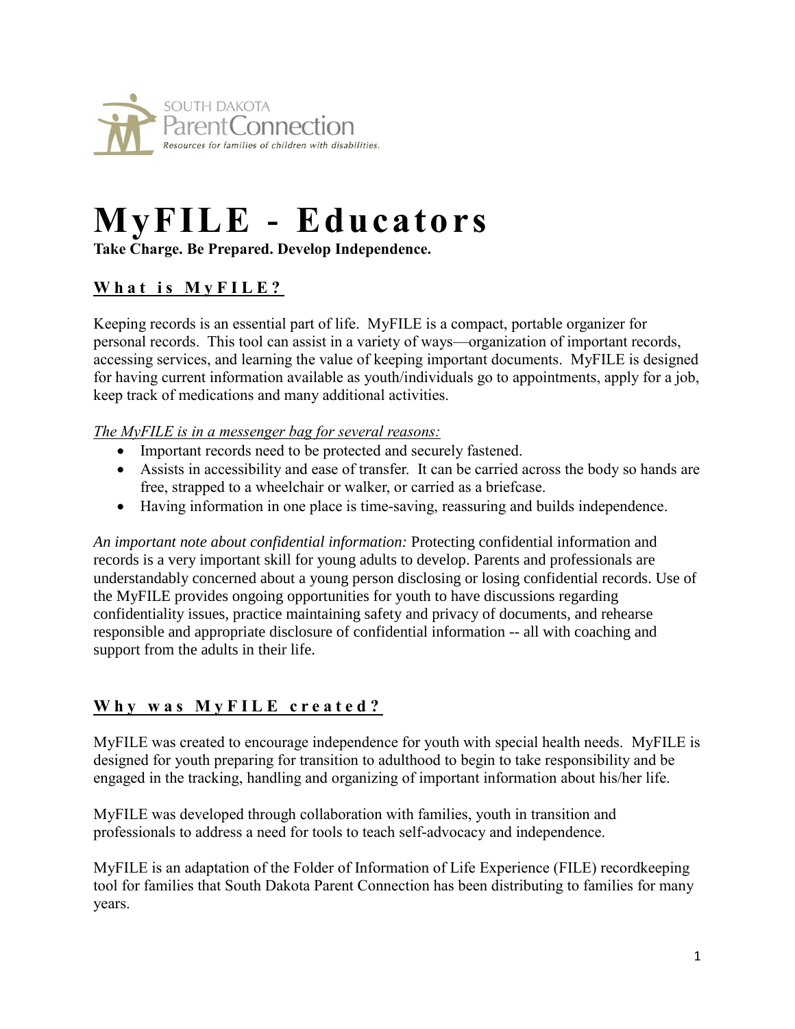SOUTH DAKOTA
ParentConnection
*Resources for families of children with disabilities.*

# MyFILE - Educators

**Take Charge. Be Prepared. Develop Independence.**

## What is MyFILE?

Keeping records is an essential part of life. MyFILE is a compact, portable organizer for personal records. This tool can assist in a variety of ways—organization of important records, accessing services, and learning the value of keeping important documents. MyFILE is designed for having current information available as youth/individuals go to appointments, apply for a job, keep track of medications and many additional activities.

*The MyFILE is in a messenger bag for several reasons:*

- Important records need to be protected and securely fastened.
- Assists in accessibility and ease of transfer. It can be carried across the body so hands are free, strapped to a wheelchair or walker, or carried as a briefcase.
- Having information in one place is time-saving, reassuring and builds independence.

*An important note about confidential information:* Protecting confidential information and records is a very important skill for young adults to develop. Parents and professionals are understandably concerned about a young person disclosing or losing confidential records. Use of the MyFILE provides ongoing opportunities for youth to have discussions regarding confidentiality issues, practice maintaining safety and privacy of documents, and rehearse responsible and appropriate disclosure of confidential information -- all with coaching and support from the adults in their life.

## Why was MyFILE created?

MyFILE was created to encourage independence for youth with special health needs. MyFILE is designed for youth preparing for transition to adulthood to begin to take responsibility and be engaged in the tracking, handling and organizing of important information about his/her life.

MyFILE was developed through collaboration with families, youth in transition and professionals to address a need for tools to teach self-advocacy and independence.

MyFILE is an adaptation of the Folder of Information of Life Experience (FILE) recordkeeping tool for families that South Dakota Parent Connection has been distributing to families for many years.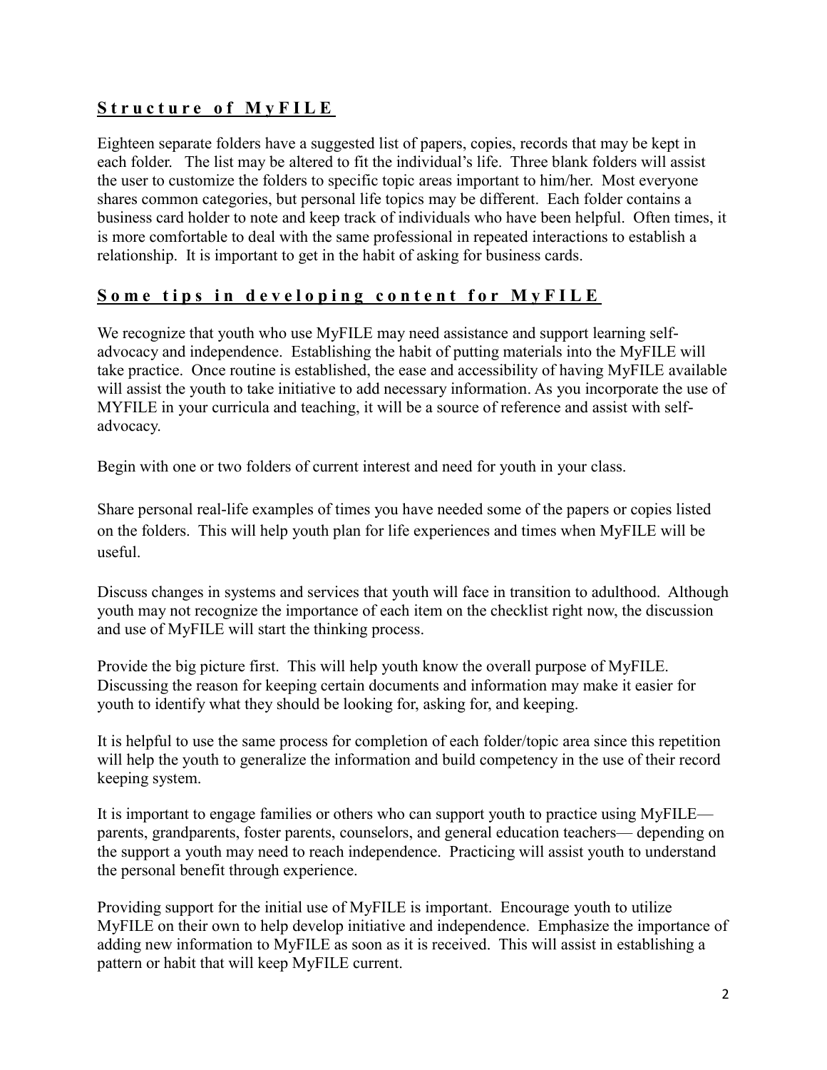## Structure of MyFILE

Eighteen separate folders have a suggested list of papers, copies, records that may be kept in each folder. The list may be altered to fit the individual's life. Three blank folders will assist the user to customize the folders to specific topic areas important to him/her. Most everyone shares common categories, but personal life topics may be different. Each folder contains a business card holder to note and keep track of individuals who have been helpful. Often times, it is more comfortable to deal with the same professional in repeated interactions to establish a relationship. It is important to get in the habit of asking for business cards.

## Some tips in developing content for MyFILE

We recognize that youth who use MyFILE may need assistance and support learning self-advocacy and independence. Establishing the habit of putting materials into the MyFILE will take practice. Once routine is established, the ease and accessibility of having MyFILE available will assist the youth to take initiative to add necessary information. As you incorporate the use of MYFILE in your curricula and teaching, it will be a source of reference and assist with self-advocacy.

Begin with one or two folders of current interest and need for youth in your class.

Share personal real-life examples of times you have needed some of the papers or copies listed on the folders. This will help youth plan for life experiences and times when MyFILE will be useful.

Discuss changes in systems and services that youth will face in transition to adulthood. Although youth may not recognize the importance of each item on the checklist right now, the discussion and use of MyFILE will start the thinking process.

Provide the big picture first. This will help youth know the overall purpose of MyFILE. Discussing the reason for keeping certain documents and information may make it easier for youth to identify what they should be looking for, asking for, and keeping.

It is helpful to use the same process for completion of each folder/topic area since this repetition will help the youth to generalize the information and build competency in the use of their record keeping system.

It is important to engage families or others who can support youth to practice using MyFILE— parents, grandparents, foster parents, counselors, and general education teachers— depending on the support a youth may need to reach independence. Practicing will assist youth to understand the personal benefit through experience.

Providing support for the initial use of MyFILE is important. Encourage youth to utilize MyFILE on their own to help develop initiative and independence. Emphasize the importance of adding new information to MyFILE as soon as it is received. This will assist in establishing a pattern or habit that will keep MyFILE current.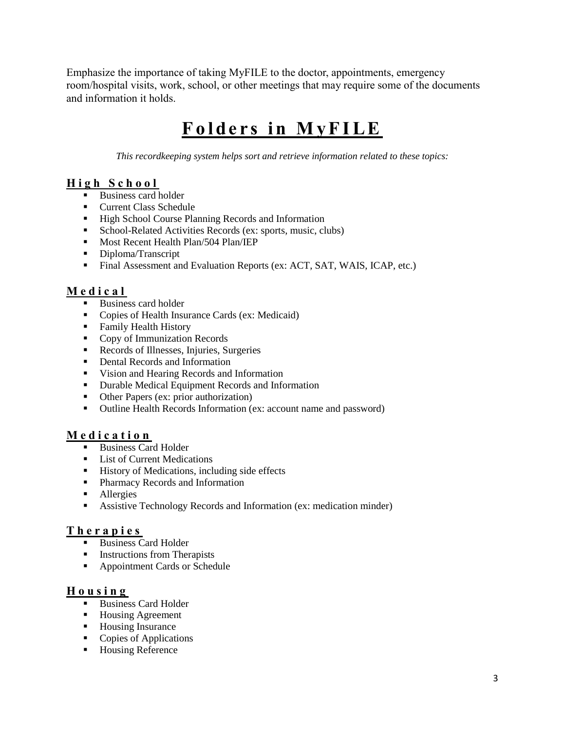Emphasize the importance of taking MyFILE to the doctor, appointments, emergency room/hospital visits, work, school, or other meetings that may require some of the documents and information it holds.

# Folders in MyFILE

*This recordkeeping system helps sort and retrieve information related to these topics:*

## High School

- Business card holder
- Current Class Schedule
- High School Course Planning Records and Information
- School-Related Activities Records (ex: sports, music, clubs)
- Most Recent Health Plan/504 Plan/IEP
- Diploma/Transcript
- Final Assessment and Evaluation Reports (ex: ACT, SAT, WAIS, ICAP, etc.)

## Medical

- Business card holder
- Copies of Health Insurance Cards (ex: Medicaid)
- Family Health History
- Copy of Immunization Records
- Records of Illnesses, Injuries, Surgeries
- Dental Records and Information
- Vision and Hearing Records and Information
- Durable Medical Equipment Records and Information
- Other Papers (ex: prior authorization)
- Outline Health Records Information (ex: account name and password)

## Medication

- Business Card Holder
- List of Current Medications
- History of Medications, including side effects
- Pharmacy Records and Information
- Allergies
- Assistive Technology Records and Information (ex: medication minder)

## Therapies

- Business Card Holder
- Instructions from Therapists
- Appointment Cards or Schedule

## Housing

- Business Card Holder
- Housing Agreement
- Housing Insurance
- Copies of Applications
- Housing Reference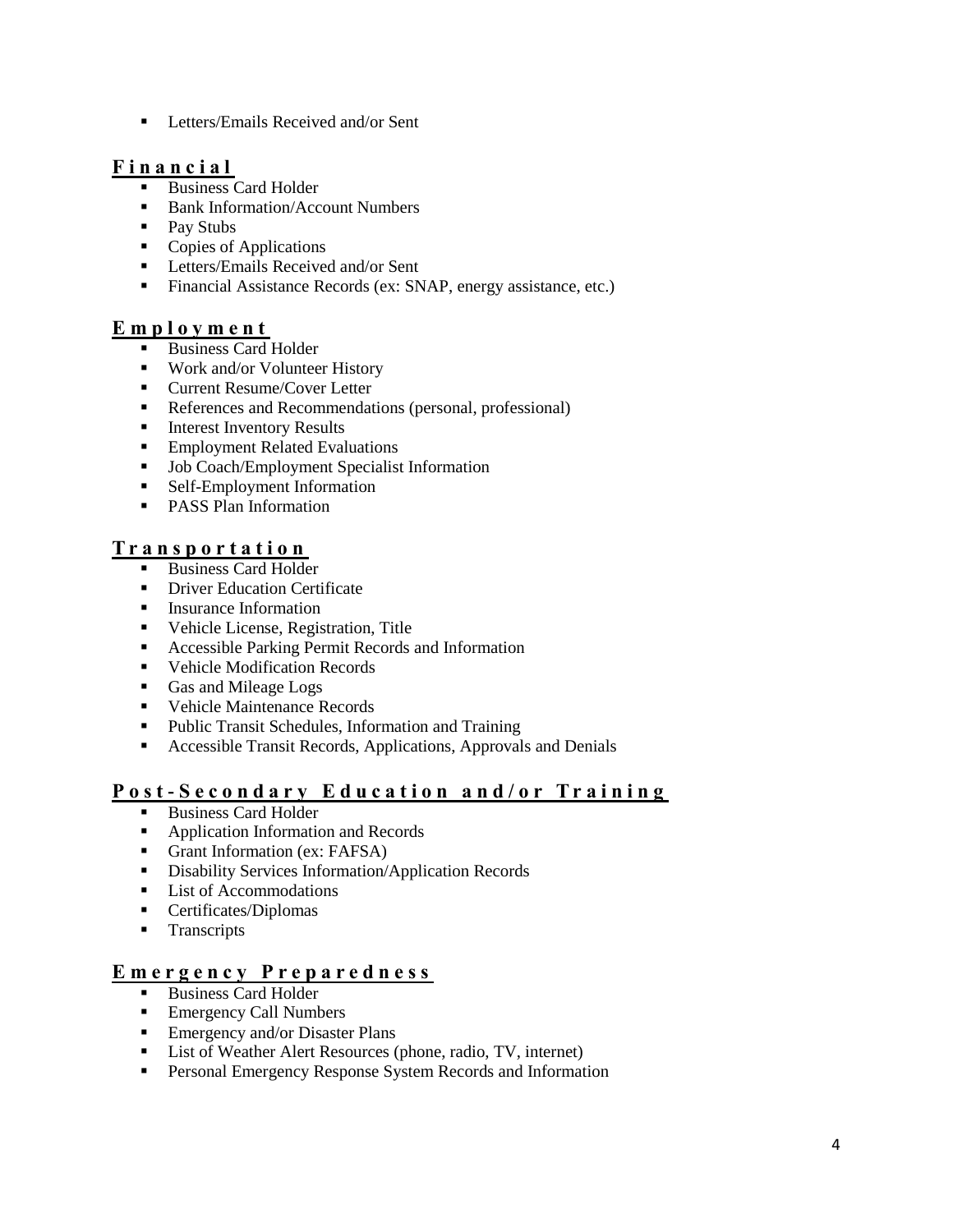- Letters/Emails Received and/or Sent

## Financial

- Business Card Holder
- Bank Information/Account Numbers
- Pay Stubs
- Copies of Applications
- Letters/Emails Received and/or Sent
- Financial Assistance Records (ex: SNAP, energy assistance, etc.)

## Employment

- Business Card Holder
- Work and/or Volunteer History
- Current Resume/Cover Letter
- References and Recommendations (personal, professional)
- Interest Inventory Results
- Employment Related Evaluations
- Job Coach/Employment Specialist Information
- Self-Employment Information
- PASS Plan Information

## Transportation

- Business Card Holder
- Driver Education Certificate
- Insurance Information
- Vehicle License, Registration, Title
- Accessible Parking Permit Records and Information
- Vehicle Modification Records
- Gas and Mileage Logs
- Vehicle Maintenance Records
- Public Transit Schedules, Information and Training
- Accessible Transit Records, Applications, Approvals and Denials

## Post-Secondary Education and/or Training

- Business Card Holder
- Application Information and Records
- Grant Information (ex: FAFSA)
- Disability Services Information/Application Records
- List of Accommodations
- Certificates/Diplomas
- Transcripts

## Emergency Preparedness

- Business Card Holder
- Emergency Call Numbers
- Emergency and/or Disaster Plans
- List of Weather Alert Resources (phone, radio, TV, internet)
- Personal Emergency Response System Records and Information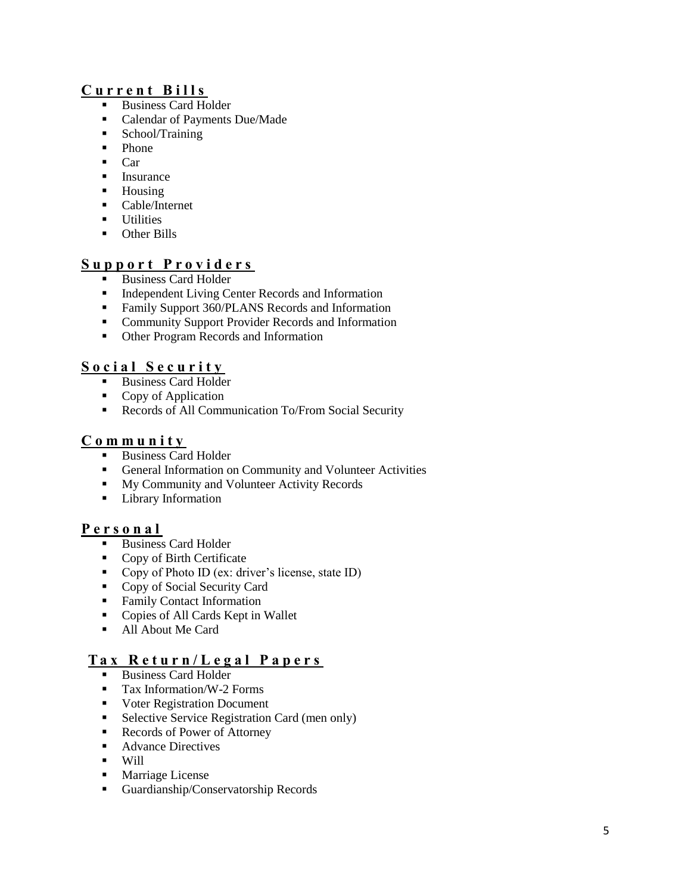## Current Bills

- Business Card Holder
- Calendar of Payments Due/Made
- School/Training
- Phone
- Car
- Insurance
- Housing
- Cable/Internet
- Utilities
- Other Bills

## Support Providers

- Business Card Holder
- Independent Living Center Records and Information
- Family Support 360/PLANS Records and Information
- Community Support Provider Records and Information
- Other Program Records and Information

## Social Security

- Business Card Holder
- Copy of Application
- Records of All Communication To/From Social Security

## Community

- Business Card Holder
- General Information on Community and Volunteer Activities
- My Community and Volunteer Activity Records
- Library Information

## Personal

- Business Card Holder
- Copy of Birth Certificate
- Copy of Photo ID (ex: driver's license, state ID)
- Copy of Social Security Card
- Family Contact Information
- Copies of All Cards Kept in Wallet
- All About Me Card

## Tax Return/Legal Papers

- Business Card Holder
- Tax Information/W-2 Forms
- Voter Registration Document
- Selective Service Registration Card (men only)
- Records of Power of Attorney
- Advance Directives
- Will
- Marriage License
- Guardianship/Conservatorship Records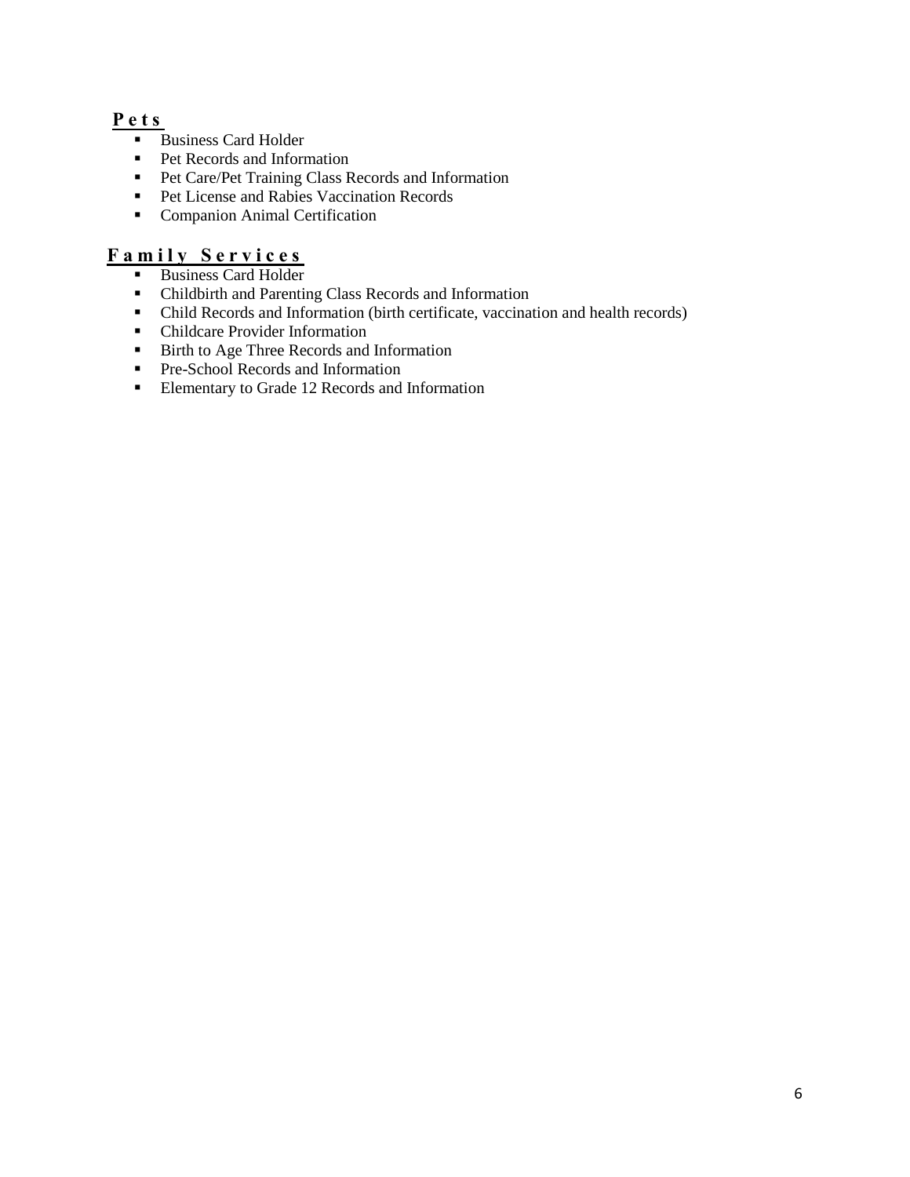## Pets

- Business Card Holder
- Pet Records and Information
- Pet Care/Pet Training Class Records and Information
- Pet License and Rabies Vaccination Records
- Companion Animal Certification

## Family Services

- Business Card Holder
- Childbirth and Parenting Class Records and Information
- Child Records and Information (birth certificate, vaccination and health records)
- Childcare Provider Information
- Birth to Age Three Records and Information
- Pre-School Records and Information
- Elementary to Grade 12 Records and Information